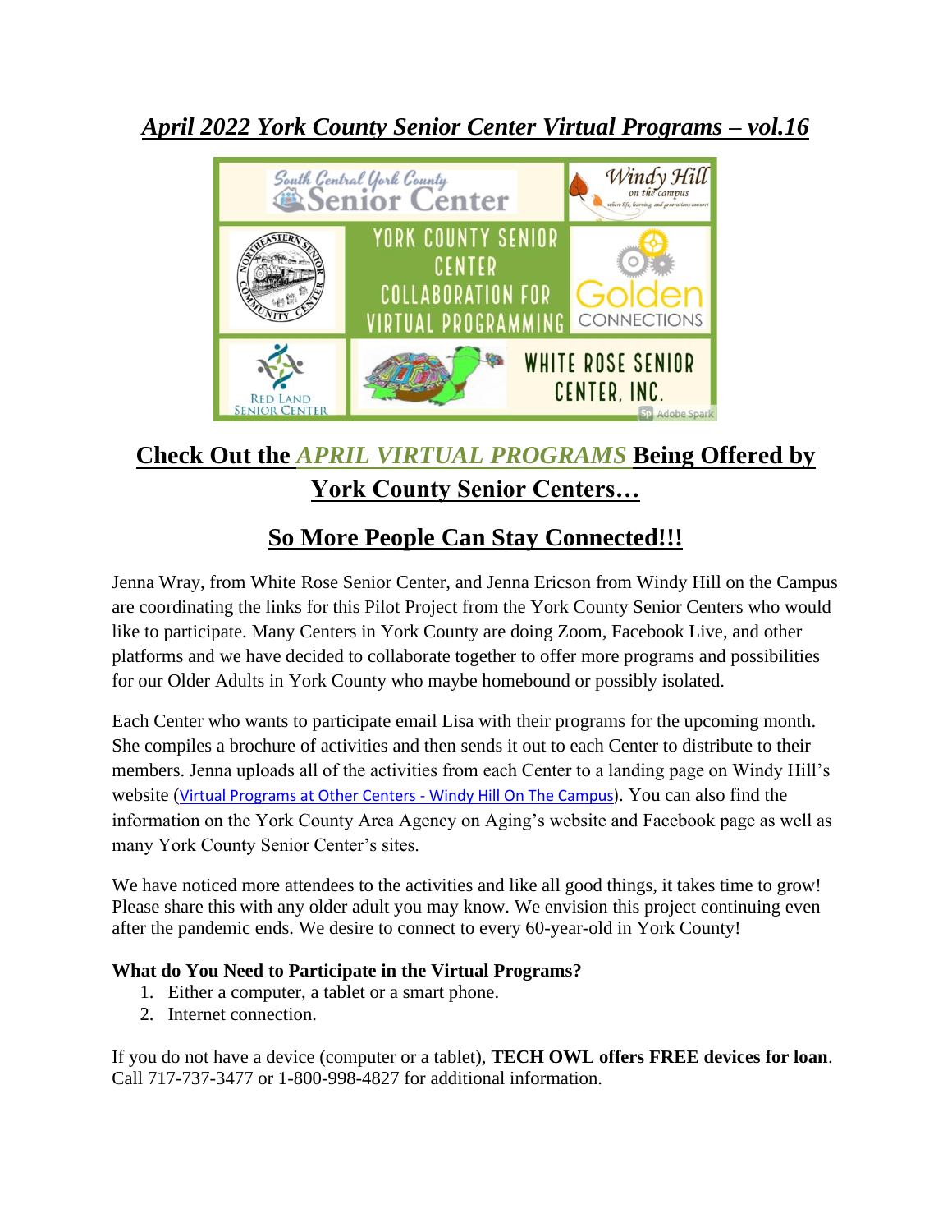# *April 2022 York County Senior Center Virtual Programs – vol.16*

## Check Out the *APRIL VIRTUAL PROGRAMS* Being Offered by York County Senior Centers…

## So More People Can Stay Connected!!!

Jenna Wray, from White Rose Senior Center, and Jenna Ericson from Windy Hill on the Campus are coordinating the links for this Pilot Project from the York County Senior Centers who would like to participate. Many Centers in York County are doing Zoom, Facebook Live, and other platforms and we have decided to collaborate together to offer more programs and possibilities for our Older Adults in York County who maybe homebound or possibly isolated.

Each Center who wants to participate email Lisa with their programs for the upcoming month. She compiles a brochure of activities and then sends it out to each Center to distribute to their members. Jenna uploads all of the activities from each Center to a landing page on Windy Hill's website (Virtual Programs at Other Centers - Windy Hill On The Campus). You can also find the information on the York County Area Agency on Aging's website and Facebook page as well as many York County Senior Center's sites.

We have noticed more attendees to the activities and like all good things, it takes time to grow! Please share this with any older adult you may know. We envision this project continuing even after the pandemic ends. We desire to connect to every 60-year-old in York County!

**What do You Need to Participate in the Virtual Programs?**

1. Either a computer, a tablet or a smart phone.
2. Internet connection.

If you do not have a device (computer or a tablet), **TECH OWL offers FREE devices for loan**. Call 717-737-3477 or 1-800-998-4827 for additional information.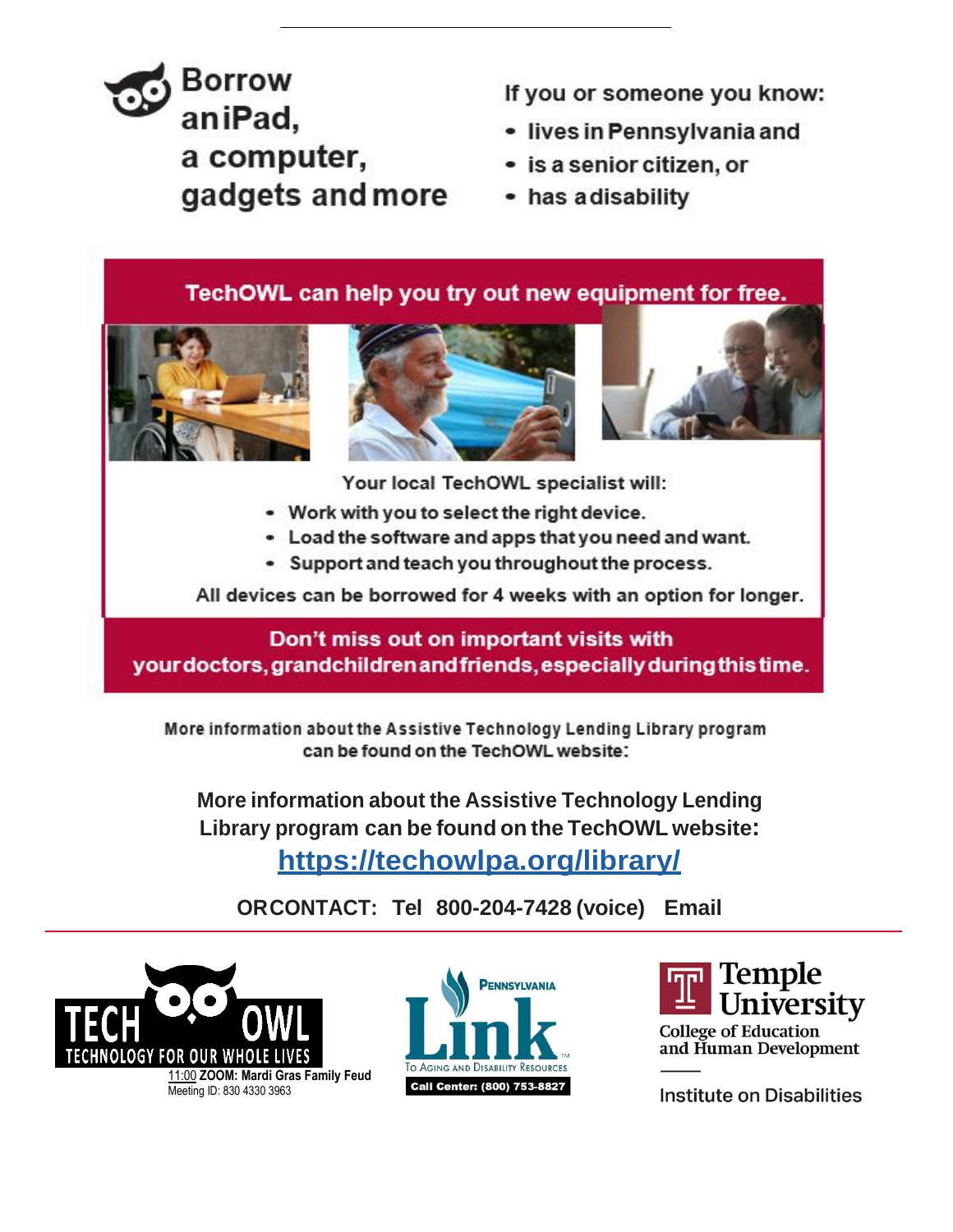# Borrow an iPad, a computer, gadgets and more

If you or someone you know:

- lives in Pennsylvania and
- is a senior citizen, or
- has a disability

**TechOWL can help you try out new equipment for free.**

Your local TechOWL specialist will:

- Work with you to select the right device.
- Load the software and apps that you need and want.
- Support and teach you throughout the process.

All devices can be borrowed for 4 weeks with an option for longer.

**Don't miss out on important visits with your doctors, grandchildren and friends, especially during this time.**

More information about the Assistive Technology Lending Library program can be found on the TechOWL website:

**More information about the Assistive Technology Lending Library program can be found on the TechOWL website:**

**https://techowlpa.org/library/**

**OR CONTACT: Tel 800-204-7428 (voice) Email**

TECH OWL TECHNOLOGY FOR OUR WHOLE LIVES

11:00 **ZOOM: Mardi Gras Family Feud**
Meeting ID: 830 4330 3963

Pennsylvania Link To Aging and Disability Resources
Call Center: (800) 753-8827

Temple University College of Education and Human Development
Institute on Disabilities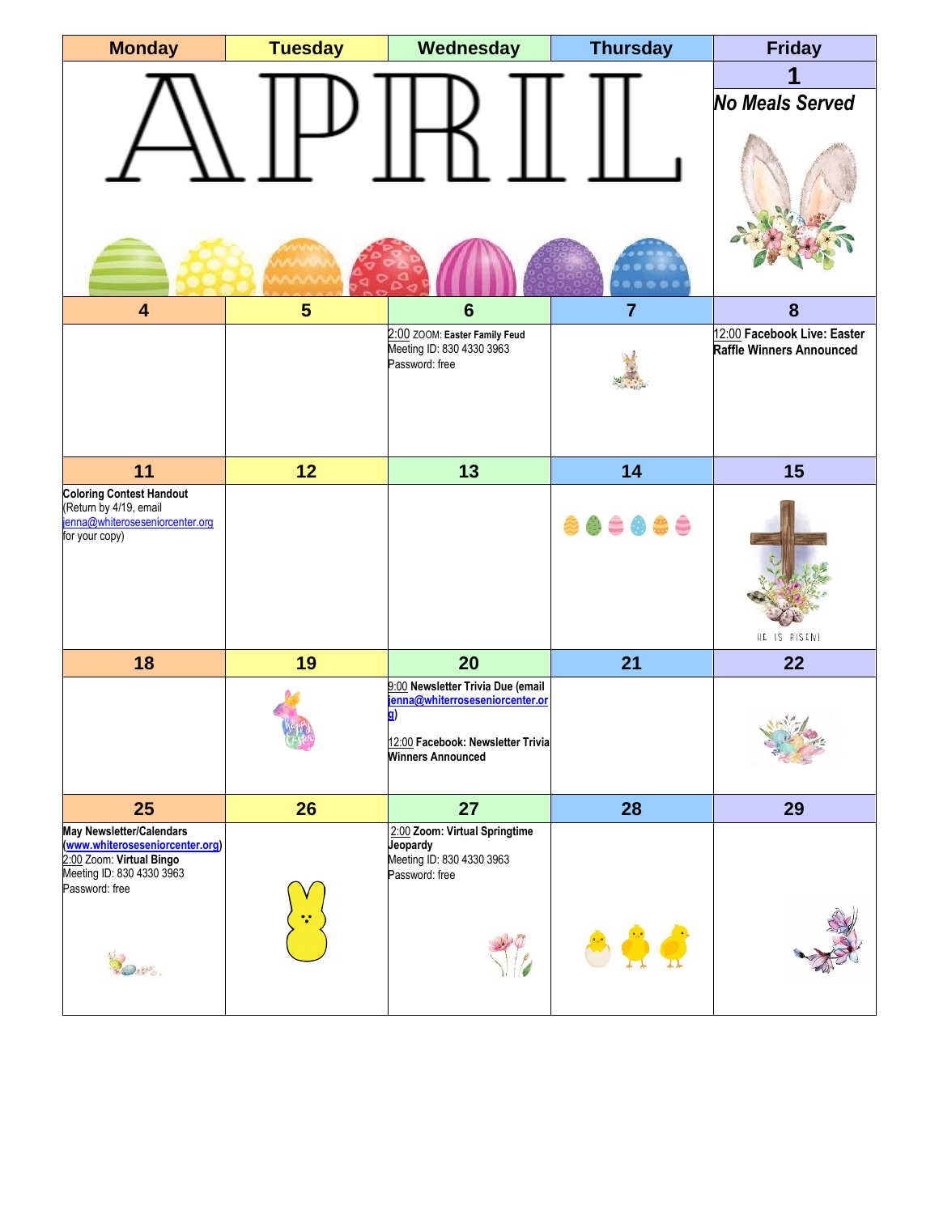# APRIL

| Monday | Tuesday | Wednesday | Thursday | Friday |
|---|---|---|---|---|
| | | | | **1** |
| | | | | ***No Meals Served*** |
| **4** | **5** | **6** | **7** | **8** |
| | | 2:00 ZOOM: **Easter Family Feud**<br>Meeting ID: 830 4330 3963<br>Password: free | | 12:00 **Facebook Live: Easter Raffle Winners Announced** |
| **11** | **12** | **13** | **14** | **15** |
| **Coloring Contest Handout**<br>(Return by 4/19, email jenna@whiteroseseniorcenter.org for your copy) | | | | HE IS RISEN! |
| **18** | **19** | **20** | **21** | **22** |
| | | 9:00 **Newsletter Trivia Due (email jenna@whiterroseseniorcenter.org)**<br><br>12:00 **Facebook: Newsletter Trivia Winners Announced** | | |
| **25** | **26** | **27** | **28** | **29** |
| **May Newsletter/Calendars (www.whiteroseseniorcenter.org)**<br>2:00 Zoom: **Virtual Bingo**<br>Meeting ID: 830 4330 3963<br>Password: free | | 2:00 **Zoom: Virtual Springtime Jeopardy**<br>Meeting ID: 830 4330 3963<br>Password: free | | |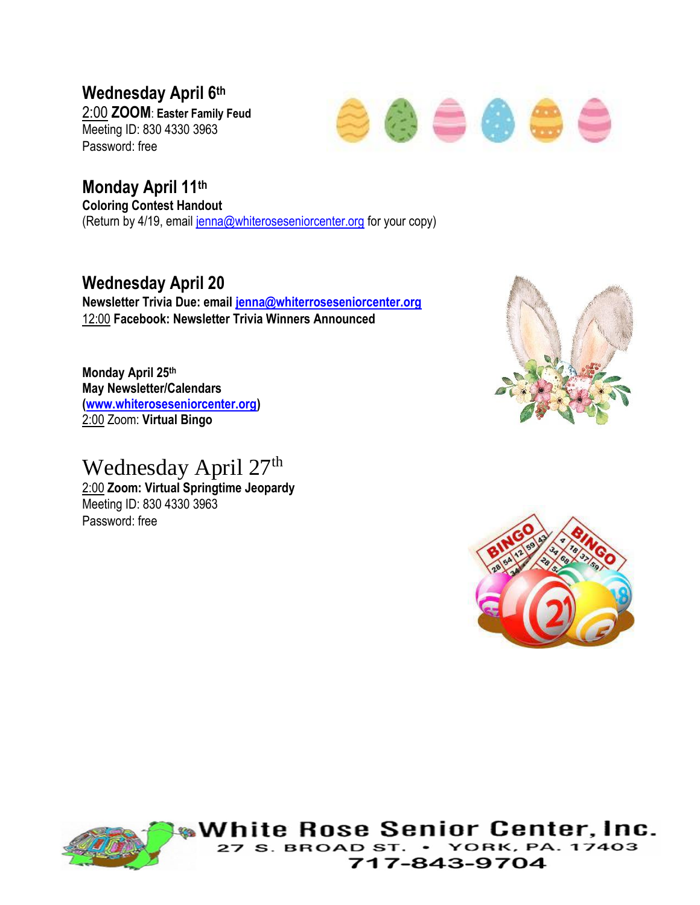**Wednesday April 6th**
2:00 **ZOOM**: **Easter Family Feud**
Meeting ID: 830 4330 3963
Password: free

**Monday April 11th**
**Coloring Contest Handout**
(Return by 4/19, email jenna@whiteroseseniorcenter.org for your copy)

**Wednesday April 20**
**Newsletter Trivia Due: email jenna@whiterroseseniorcenter.org**
12:00 **Facebook: Newsletter Trivia Winners Announced**

**Monday April 25th**
**May Newsletter/Calendars**
**(www.whiteroseseniorcenter.org)**
2:00 Zoom: **Virtual Bingo**

Wednesday April 27th
2:00 **Zoom: Virtual Springtime Jeopardy**
Meeting ID: 830 4330 3963
Password: free

White Rose Senior Center, Inc.
27 S. Broad St. • York, PA. 17403
717-843-9704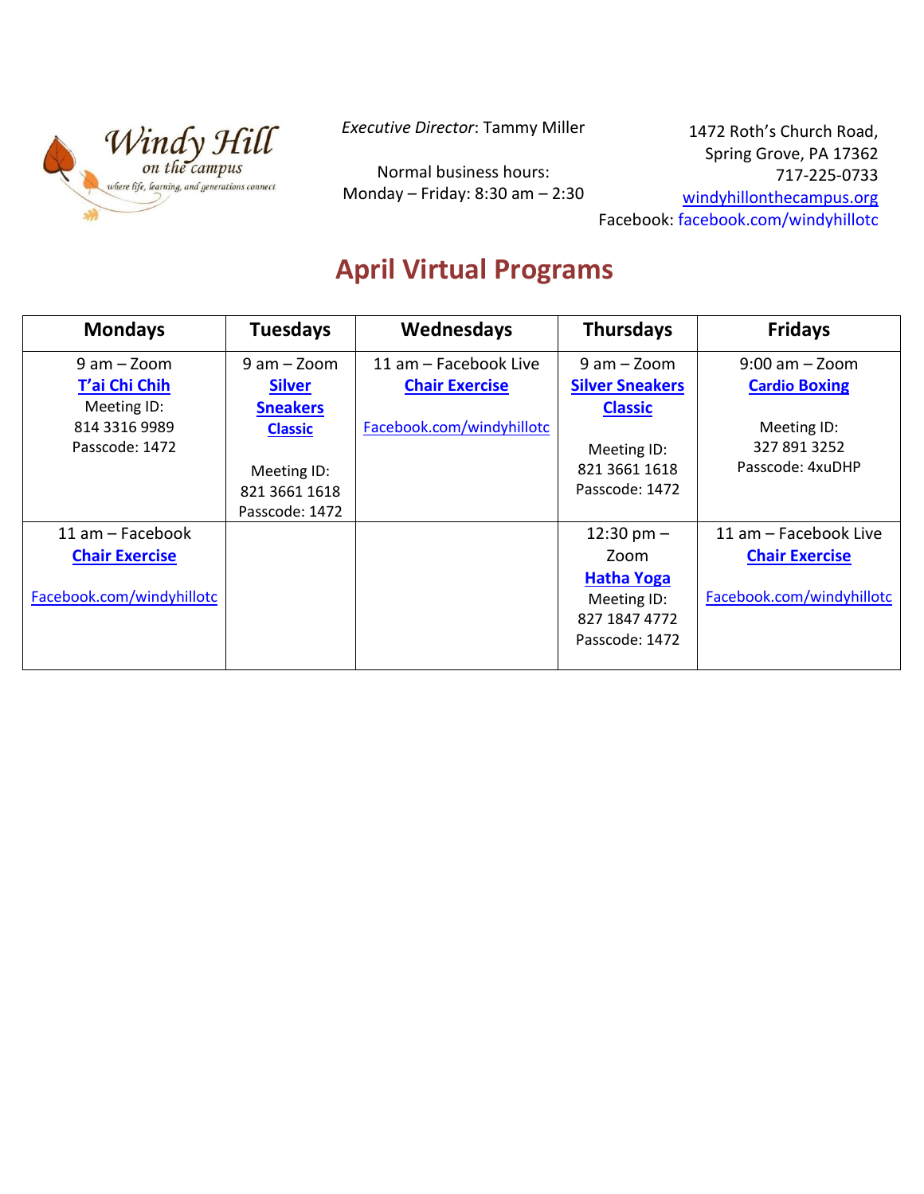Windy Hill on the campus

*where life, learning, and generations connect*

*Executive Director*: Tammy Miller

Normal business hours:
Monday – Friday: 8:30 am – 2:30

1472 Roth's Church Road,
Spring Grove, PA 17362
717-225-0733
windyhillonthecampus.org
Facebook: facebook.com/windyhillotc

# April Virtual Programs

| Mondays | Tuesdays | Wednesdays | Thursdays | Fridays |
|---|---|---|---|---|
| 9 am – Zoom<br>**T'ai Chi Chih**<br>Meeting ID:<br>814 3316 9989<br>Passcode: 1472 | 9 am – Zoom<br>**Silver Sneakers Classic**<br>Meeting ID:<br>821 3661 1618<br>Passcode: 1472 | 11 am – Facebook Live<br>**Chair Exercise**<br>Facebook.com/windyhillotc | 9 am – Zoom<br>**Silver Sneakers Classic**<br>Meeting ID:<br>821 3661 1618<br>Passcode: 1472 | 9:00 am – Zoom<br>**Cardio Boxing**<br>Meeting ID:<br>327 891 3252<br>Passcode: 4xuDHP |
| 11 am – Facebook<br>**Chair Exercise**<br>Facebook.com/windyhillotc | | | 12:30 pm – Zoom<br>**Hatha Yoga**<br>Meeting ID:<br>827 1847 4772<br>Passcode: 1472 | 11 am – Facebook Live<br>**Chair Exercise**<br>Facebook.com/windyhillotc |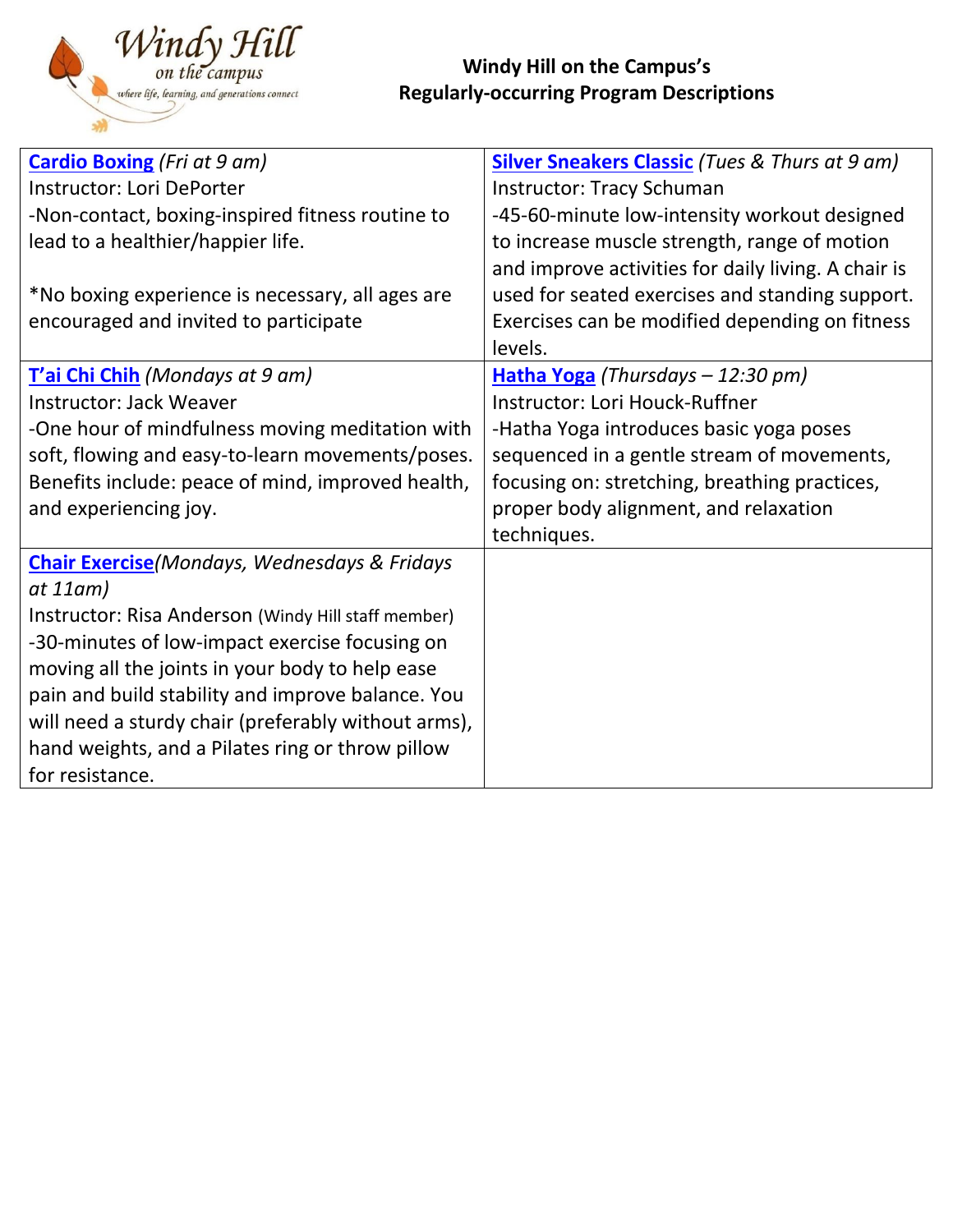## Windy Hill on the Campus's
## Regularly-occurring Program Descriptions

| | |
|---|---|
| **Cardio Boxing** *(Fri at 9 am)*<br>Instructor: Lori DePorter<br>-Non-contact, boxing-inspired fitness routine to lead to a healthier/happier life.<br><br>*No boxing experience is necessary, all ages are encouraged and invited to participate | **Silver Sneakers Classic** *(Tues & Thurs at 9 am)*<br>Instructor: Tracy Schuman<br>-45-60-minute low-intensity workout designed to increase muscle strength, range of motion and improve activities for daily living. A chair is used for seated exercises and standing support. Exercises can be modified depending on fitness levels. |
| **T'ai Chi Chih** *(Mondays at 9 am)*<br>Instructor: Jack Weaver<br>-One hour of mindfulness moving meditation with soft, flowing and easy-to-learn movements/poses. Benefits include: peace of mind, improved health, and experiencing joy. | **Hatha Yoga** *(Thursdays – 12:30 pm)*<br>Instructor: Lori Houck-Ruffner<br>-Hatha Yoga introduces basic yoga poses sequenced in a gentle stream of movements, focusing on: stretching, breathing practices, proper body alignment, and relaxation techniques. |
| **Chair Exercise***(Mondays, Wednesdays & Fridays at 11am)*<br>Instructor: Risa Anderson (Windy Hill staff member)<br>-30-minutes of low-impact exercise focusing on moving all the joints in your body to help ease pain and build stability and improve balance. You will need a sturdy chair (preferably without arms), hand weights, and a Pilates ring or throw pillow for resistance. | |